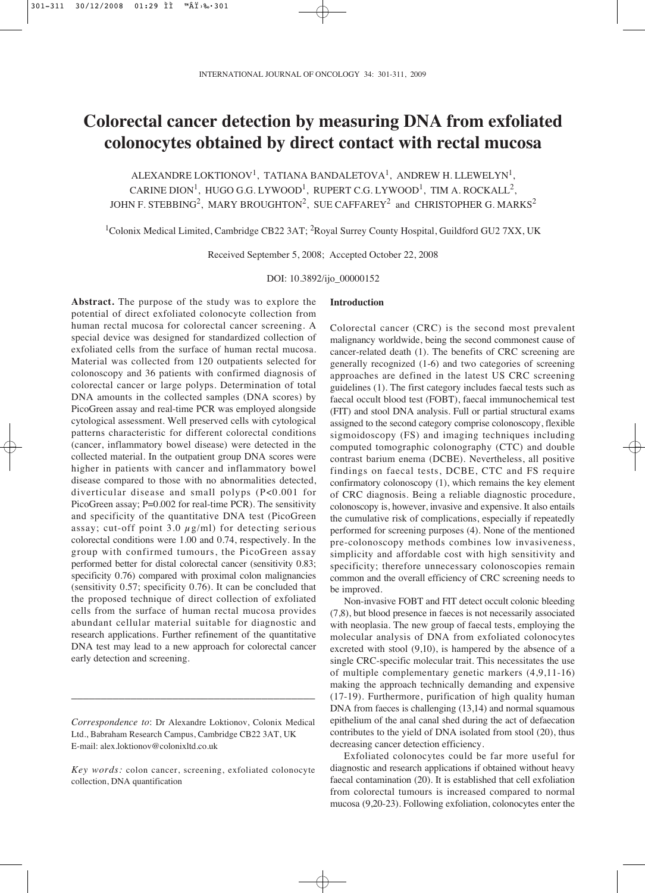# Colorectal cancer detection by measuring DNA from exfoliated colonocytes obtained by direct contact with rectal mucosa

ALEXANDRE LOKTIONOV[1], TATIANA BANDALETOVA[1], ANDREW H. LLEWELYN[1], CARINE DION[1], HUGO G.G. LYWOOD[1], RUPERT C.G. LYWOOD[1], TIM A. ROCKALL[2], JOHN F. STEBBING[2], MARY BROUGHTON[2], SUE CAFFAREY[2] and CHRISTOPHER G. MARKS[2]

[1]Colonix Medical Limited, Cambridge CB22 3AT; [2]Royal Surrey County Hospital, Guildford GU2 7XX, UK

Received September 5, 2008; Accepted October 22, 2008

DOI: 10.3892/ijo_00000152

**Abstract.** The purpose of the study was to explore the potential of direct exfoliated colonocyte collection from human rectal mucosa for colorectal cancer screening. A special device was designed for standardized collection of exfoliated cells from the surface of human rectal mucosa. Material was collected from 120 outpatients selected for colonoscopy and 36 patients with confirmed diagnosis of colorectal cancer or large polyps. Determination of total DNA amounts in the collected samples (DNA scores) by PicoGreen assay and real-time PCR was employed alongside cytological assessment. Well preserved cells with cytological patterns characteristic for different colorectal conditions (cancer, inflammatory bowel disease) were detected in the collected material. In the outpatient group DNA scores were higher in patients with cancer and inflammatory bowel disease compared to those with no abnormalities detected, diverticular disease and small polyps ($P<0.001$ for PicoGreen assay; $P=0.002$ for real-time PCR). The sensitivity and specificity of the quantitative DNA test (PicoGreen assay; cut-off point 3.0 $\mu$g/ml) for detecting serious colorectal conditions were 1.00 and 0.74, respectively. In the group with confirmed tumours, the PicoGreen assay performed better for distal colorectal cancer (sensitivity 0.83; specificity 0.76) compared with proximal colon malignancies (sensitivity 0.57; specificity 0.76). It can be concluded that the proposed technique of direct collection of exfoliated cells from the surface of human rectal mucosa provides abundant cellular material suitable for diagnostic and research applications. Further refinement of the quantitative DNA test may lead to a new approach for colorectal cancer early detection and screening.

*Correspondence to*: Dr Alexandre Loktionov, Colonix Medical Ltd., Babraham Research Campus, Cambridge CB22 3AT, UK
E-mail: alex.loktionov@colonixltd.co.uk

*Key words:* colon cancer, screening, exfoliated colonocyte collection, DNA quantification

## Introduction

Colorectal cancer (CRC) is the second most prevalent malignancy worldwide, being the second commonest cause of cancer-related death (1). The benefits of CRC screening are generally recognized (1-6) and two categories of screening approaches are defined in the latest US CRC screening guidelines (1). The first category includes faecal tests such as faecal occult blood test (FOBT), faecal immunochemical test (FIT) and stool DNA analysis. Full or partial structural exams assigned to the second category comprise colonoscopy, flexible sigmoidoscopy (FS) and imaging techniques including computed tomographic colonography (CTC) and double contrast barium enema (DCBE). Nevertheless, all positive findings on faecal tests, DCBE, CTC and FS require confirmatory colonoscopy (1), which remains the key element of CRC diagnosis. Being a reliable diagnostic procedure, colonoscopy is, however, invasive and expensive. It also entails the cumulative risk of complications, especially if repeatedly performed for screening purposes (4). None of the mentioned pre-colonoscopy methods combines low invasiveness, simplicity and affordable cost with high sensitivity and specificity; therefore unnecessary colonoscopies remain common and the overall efficiency of CRC screening needs to be improved.

Non-invasive FOBT and FIT detect occult colonic bleeding (7,8), but blood presence in faeces is not necessarily associated with neoplasia. The new group of faecal tests, employing the molecular analysis of DNA from exfoliated colonocytes excreted with stool (9,10), is hampered by the absence of a single CRC-specific molecular trait. This necessitates the use of multiple complementary genetic markers (4,9,11-16) making the approach technically demanding and expensive (17-19). Furthermore, purification of high quality human DNA from faeces is challenging (13,14) and normal squamous epithelium of the anal canal shed during the act of defaecation contributes to the yield of DNA isolated from stool (20), thus decreasing cancer detection efficiency.

Exfoliated colonocytes could be far more useful for diagnostic and research applications if obtained without heavy faecal contamination (20). It is established that cell exfoliation from colorectal tumours is increased compared to normal mucosa (9,20-23). Following exfoliation, colonocytes enter the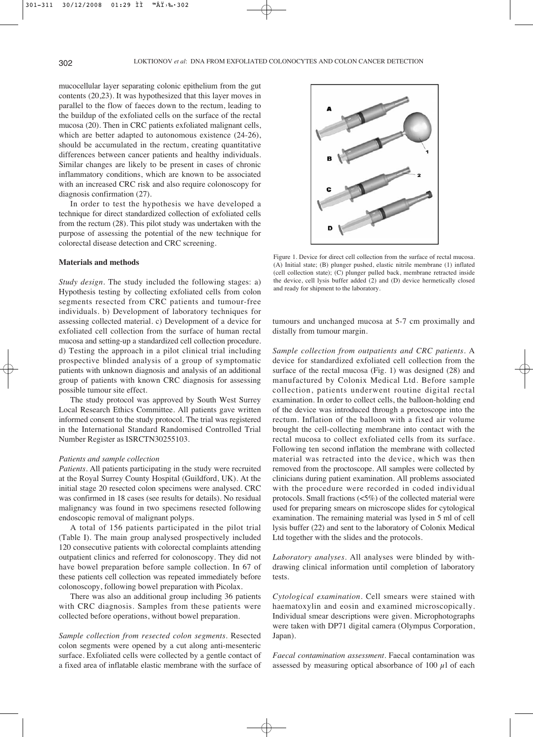mucocellular layer separating colonic epithelium from the gut contents (20,23). It was hypothesized that this layer moves in parallel to the flow of faeces down to the rectum, leading to the buildup of the exfoliated cells on the surface of the rectal mucosa (20). Then in CRC patients exfoliated malignant cells, which are better adapted to autonomous existence (24-26), should be accumulated in the rectum, creating quantitative differences between cancer patients and healthy individuals. Similar changes are likely to be present in cases of chronic inflammatory conditions, which are known to be associated with an increased CRC risk and also require colonoscopy for diagnosis confirmation (27).

In order to test the hypothesis we have developed a technique for direct standardized collection of exfoliated cells from the rectum (28). This pilot study was undertaken with the purpose of assessing the potential of the new technique for colorectal disease detection and CRC screening.

## Materials and methods

*Study design.* The study included the following stages: a) Hypothesis testing by collecting exfoliated cells from colon segments resected from CRC patients and tumour-free individuals. b) Development of laboratory techniques for assessing collected material. c) Development of a device for exfoliated cell collection from the surface of human rectal mucosa and setting-up a standardized cell collection procedure. d) Testing the approach in a pilot clinical trial including prospective blinded analysis of a group of symptomatic patients with unknown diagnosis and analysis of an additional group of patients with known CRC diagnosis for assessing possible tumour site effect.

The study protocol was approved by South West Surrey Local Research Ethics Committee. All patients gave written informed consent to the study protocol. The trial was registered in the International Standard Randomised Controlled Trial Number Register as ISRCTN30255103.

### *Patients and sample collection*

*Patients.* All patients participating in the study were recruited at the Royal Surrey County Hospital (Guildford, UK). At the initial stage 20 resected colon specimens were analysed. CRC was confirmed in 18 cases (see results for details). No residual malignancy was found in two specimens resected following endoscopic removal of malignant polyps.

A total of 156 patients participated in the pilot trial (Table I). The main group analysed prospectively included 120 consecutive patients with colorectal complaints attending outpatient clinics and referred for colonoscopy. They did not have bowel preparation before sample collection. In 67 of these patients cell collection was repeated immediately before colonoscopy, following bowel preparation with Picolax.

There was also an additional group including 36 patients with CRC diagnosis. Samples from these patients were collected before operations, without bowel preparation.

*Sample collection from resected colon segments.* Resected colon segments were opened by a cut along anti-mesenteric surface. Exfoliated cells were collected by a gentle contact of a fixed area of inflatable elastic membrane with the surface of tumours and unchanged mucosa at 5-7 cm proximally and distally from tumour margin.

Figure 1. Device for direct cell collection from the surface of rectal mucosa. (A) Initial state; (B) plunger pushed, elastic nitrile membrane (1) inflated (cell collection state); (C) plunger pulled back, membrane retracted inside the device, cell lysis buffer added (2) and (D) device hermetically closed and ready for shipment to the laboratory.

*Sample collection from outpatients and CRC patients.* A device for standardized exfoliated cell collection from the surface of the rectal mucosa (Fig. 1) was designed (28) and manufactured by Colonix Medical Ltd. Before sample collection, patients underwent routine digital rectal examination. In order to collect cells, the balloon-holding end of the device was introduced through a proctoscope into the rectum. Inflation of the balloon with a fixed air volume brought the cell-collecting membrane into contact with the rectal mucosa to collect exfoliated cells from its surface. Following ten second inflation the membrane with collected material was retracted into the device, which was then removed from the proctoscope. All samples were collected by clinicians during patient examination. All problems associated with the procedure were recorded in coded individual protocols. Small fractions (<5%) of the collected material were used for preparing smears on microscope slides for cytological examination. The remaining material was lysed in 5 ml of cell lysis buffer (22) and sent to the laboratory of Colonix Medical Ltd together with the slides and the protocols.

*Laboratory analyses.* All analyses were blinded by withdrawing clinical information until completion of laboratory tests.

*Cytological examination.* Cell smears were stained with haematoxylin and eosin and examined microscopically. Individual smear descriptions were given. Microphotographs were taken with DP71 digital camera (Olympus Corporation, Japan).

*Faecal contamination assessment.* Faecal contamination was assessed by measuring optical absorbance of 100 $\mu$l of each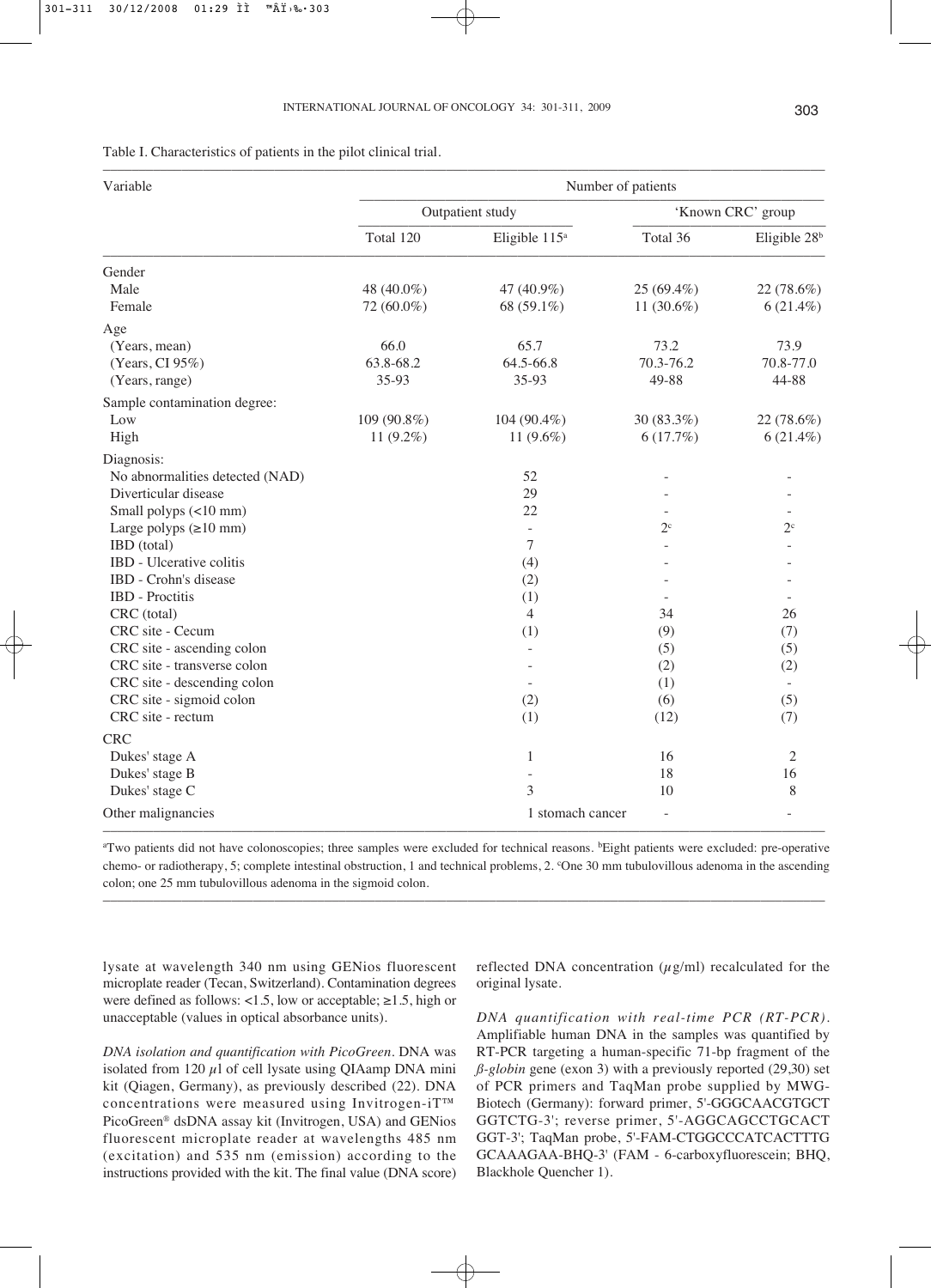Table I. Characteristics of patients in the pilot clinical trial.

| Variable | Number of patients | | | |
|---|---|---|---|---|
| | Outpatient study | | 'Known CRC' group | |
| | Total 120 | Eligible 115[a] | Total 36 | Eligible 28[b] |
| Gender | | | | |
| Male | 48 (40.0%) | 47 (40.9%) | 25 (69.4%) | 22 (78.6%) |
| Female | 72 (60.0%) | 68 (59.1%) | 11 (30.6%) | 6 (21.4%) |
| Age | | | | |
| (Years, mean) | 66.0 | 65.7 | 73.2 | 73.9 |
| (Years, CI 95%) | 63.8-68.2 | 64.5-66.8 | 70.3-76.2 | 70.8-77.0 |
| (Years, range) | 35-93 | 35-93 | 49-88 | 44-88 |
| Sample contamination degree: | | | | |
| Low | 109 (90.8%) | 104 (90.4%) | 30 (83.3%) | 22 (78.6%) |
| High | 11 (9.2%) | 11 (9.6%) | 6 (17.7%) | 6 (21.4%) |
| Diagnosis: | | | | |
| No abnormalities detected (NAD) | | 52 | - | - |
| Diverticular disease | | 29 | - | - |
| Small polyps (<10 mm) | | 22 | - | - |
| Large polyps (≥10 mm) | | - | 2[c] | 2[c] |
| IBD (total) | | 7 | - | - |
| IBD - Ulcerative colitis | | (4) | - | - |
| IBD - Crohn's disease | | (2) | - | - |
| IBD - Proctitis | | (1) | - | - |
| CRC (total) | | 4 | 34 | 26 |
| CRC site - Cecum | | (1) | (9) | (7) |
| CRC site - ascending colon | | - | (5) | (5) |
| CRC site - transverse colon | | - | (2) | (2) |
| CRC site - descending colon | | - | (1) | - |
| CRC site - sigmoid colon | | (2) | (6) | (5) |
| CRC site - rectum | | (1) | (12) | (7) |
| CRC | | | | |
| Dukes' stage A | | 1 | 16 | 2 |
| Dukes' stage B | | - | 18 | 16 |
| Dukes' stage C | | 3 | 10 | 8 |
| Other malignancies | | 1 stomach cancer | - | - |

[a]Two patients did not have colonoscopies; three samples were excluded for technical reasons. [b]Eight patients were excluded: pre-operative chemo- or radiotherapy, 5; complete intestinal obstruction, 1 and technical problems, 2. [c]One 30 mm tubulovillous adenoma in the ascending colon; one 25 mm tubulovillous adenoma in the sigmoid colon.

lysate at wavelength 340 nm using GENios fluorescent microplate reader (Tecan, Switzerland). Contamination degrees were defined as follows: <1.5, low or acceptable; ≥1.5, high or unacceptable (values in optical absorbance units).

*DNA isolation and quantification with PicoGreen*. DNA was isolated from 120 $\mu$l of cell lysate using QIAamp DNA mini kit (Qiagen, Germany), as previously described (22). DNA concentrations were measured using Invitrogen-iT™ PicoGreen® dsDNA assay kit (Invitrogen, USA) and GENios fluorescent microplate reader at wavelengths 485 nm (excitation) and 535 nm (emission) according to the instructions provided with the kit. The final value (DNA score) reflected DNA concentration ($\mu$g/ml) recalculated for the original lysate.

*DNA quantification with real-time PCR (RT-PCR)*. Amplifiable human DNA in the samples was quantified by RT-PCR targeting a human-specific 71-bp fragment of the *ß-globin* gene (exon 3) with a previously reported (29,30) set of PCR primers and TaqMan probe supplied by MWG-Biotech (Germany): forward primer, 5'-GGGCAACGTGCT GGTCTG-3'; reverse primer, 5'-AGGCAGCCTGCACT GGT-3'; TaqMan probe, 5'-FAM-CTGGCCCATCACTTTG GCAAAGAA-BHQ-3' (FAM - 6-carboxyfluorescein; BHQ, Blackhole Quencher 1).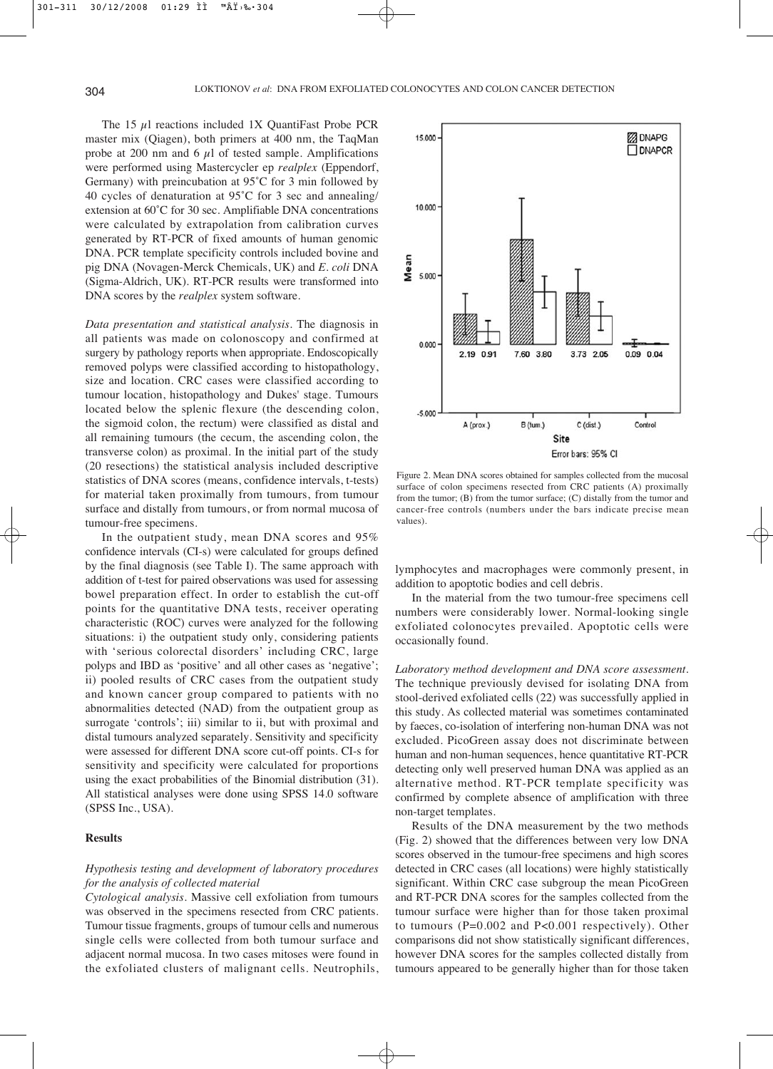The 15 μl reactions included 1X QuantiFast Probe PCR master mix (Qiagen), both primers at 400 nm, the TaqMan probe at 200 nm and 6 μl of tested sample. Amplifications were performed using Mastercycler ep *realplex* (Eppendorf, Germany) with preincubation at 95˚C for 3 min followed by 40 cycles of denaturation at 95˚C for 3 sec and annealing/extension at 60˚C for 30 sec. Amplifiable DNA concentrations were calculated by extrapolation from calibration curves generated by RT-PCR of fixed amounts of human genomic DNA. PCR template specificity controls included bovine and pig DNA (Novagen-Merck Chemicals, UK) and *E. coli* DNA (Sigma-Aldrich, UK). RT-PCR results were transformed into DNA scores by the *realplex* system software.

*Data presentation and statistical analysis*. The diagnosis in all patients was made on colonoscopy and confirmed at surgery by pathology reports when appropriate. Endoscopically removed polyps were classified according to histopathology, size and location. CRC cases were classified according to tumour location, histopathology and Dukes' stage. Tumours located below the splenic flexure (the descending colon, the sigmoid colon, the rectum) were classified as distal and all remaining tumours (the cecum, the ascending colon, the transverse colon) as proximal. In the initial part of the study (20 resections) the statistical analysis included descriptive statistics of DNA scores (means, confidence intervals, t-tests) for material taken proximally from tumours, from tumour surface and distally from tumours, or from normal mucosa of tumour-free specimens.

In the outpatient study, mean DNA scores and 95% confidence intervals (CI-s) were calculated for groups defined by the final diagnosis (see Table I). The same approach with addition of t-test for paired observations was used for assessing bowel preparation effect. In order to establish the cut-off points for the quantitative DNA tests, receiver operating characteristic (ROC) curves were analyzed for the following situations: i) the outpatient study only, considering patients with 'serious colorectal disorders' including CRC, large polyps and IBD as 'positive' and all other cases as 'negative'; ii) pooled results of CRC cases from the outpatient study and known cancer group compared to patients with no abnormalities detected (NAD) from the outpatient group as surrogate 'controls'; iii) similar to ii, but with proximal and distal tumours analyzed separately. Sensitivity and specificity were assessed for different DNA score cut-off points. CI-s for sensitivity and specificity were calculated for proportions using the exact probabilities of the Binomial distribution (31). All statistical analyses were done using SPSS 14.0 software (SPSS Inc., USA).

## Results

### *Hypothesis testing and development of laboratory procedures for the analysis of collected material*

*Cytological analysis*. Massive cell exfoliation from tumours was observed in the specimens resected from CRC patients. Tumour tissue fragments, groups of tumour cells and numerous single cells were collected from both tumour surface and adjacent normal mucosa. In two cases mitoses were found in the exfoliated clusters of malignant cells. Neutrophils, lymphocytes and macrophages were commonly present, in addition to apoptotic bodies and cell debris.

In the material from the two tumour-free specimens cell numbers were considerably lower. Normal-looking single exfoliated colonocytes prevailed. Apoptotic cells were occasionally found.

Figure 2. Mean DNA scores obtained for samples collected from the mucosal surface of colon specimens resected from CRC patients (A) proximally from the tumor; (B) from the tumor surface; (C) distally from the tumor and cancer-free controls (numbers under the bars indicate precise mean values).

*Laboratory method development and DNA score assessment*. The technique previously devised for isolating DNA from stool-derived exfoliated cells (22) was successfully applied in this study. As collected material was sometimes contaminated by faeces, co-isolation of interfering non-human DNA was not excluded. PicoGreen assay does not discriminate between human and non-human sequences, hence quantitative RT-PCR detecting only well preserved human DNA was applied as an alternative method. RT-PCR template specificity was confirmed by complete absence of amplification with three non-target templates.

Results of the DNA measurement by the two methods (Fig. 2) showed that the differences between very low DNA scores observed in the tumour-free specimens and high scores detected in CRC cases (all locations) were highly statistically significant. Within CRC case subgroup the mean PicoGreen and RT-PCR DNA scores for the samples collected from the tumour surface were higher than for those taken proximal to tumours ($P=0.002$ and $P<0.001$ respectively). Other comparisons did not show statistically significant differences, however DNA scores for the samples collected distally from tumours appeared to be generally higher than for those taken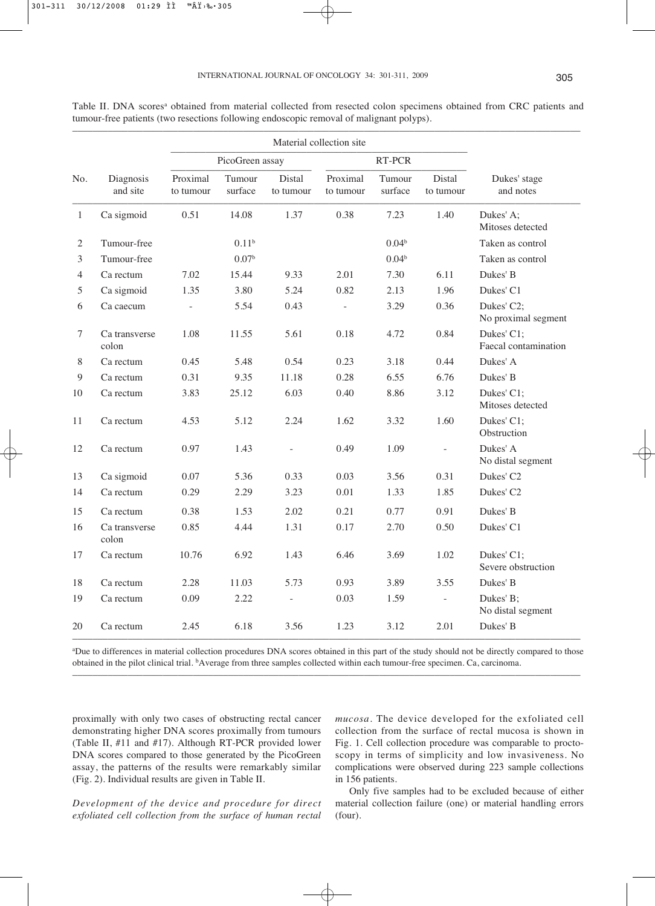Table II. DNA scores[a] obtained from material collected from resected colon specimens obtained from CRC patients and tumour-free patients (two resections following endoscopic removal of malignant polyps).

| No. | Diagnosis and site | Material collection site | | | | | | Dukes' stage and notes |
|---|---|---|---|---|---|---|---|---|
| | | PicoGreen assay | | | RT-PCR | | | |
| | | Proximal to tumour | Tumour surface | Distal to tumour | Proximal to tumour | Tumour surface | Distal to tumour | |
| 1 | Ca sigmoid | 0.51 | 14.08 | 1.37 | 0.38 | 7.23 | 1.40 | Dukes' A; Mitoses detected |
| 2 | Tumour-free | | 0.11[b] | | | 0.04[b] | | Taken as control |
| 3 | Tumour-free | | 0.07[b] | | | 0.04[b] | | Taken as control |
| 4 | Ca rectum | 7.02 | 15.44 | 9.33 | 2.01 | 7.30 | 6.11 | Dukes' B |
| 5 | Ca sigmoid | 1.35 | 3.80 | 5.24 | 0.82 | 2.13 | 1.96 | Dukes' C1 |
| 6 | Ca caecum | - | 5.54 | 0.43 | - | 3.29 | 0.36 | Dukes' C2; No proximal segment |
| 7 | Ca transverse colon | 1.08 | 11.55 | 5.61 | 0.18 | 4.72 | 0.84 | Dukes' C1; Faecal contamination |
| 8 | Ca rectum | 0.45 | 5.48 | 0.54 | 0.23 | 3.18 | 0.44 | Dukes' A |
| 9 | Ca rectum | 0.31 | 9.35 | 11.18 | 0.28 | 6.55 | 6.76 | Dukes' B |
| 10 | Ca rectum | 3.83 | 25.12 | 6.03 | 0.40 | 8.86 | 3.12 | Dukes' C1; Mitoses detected |
| 11 | Ca rectum | 4.53 | 5.12 | 2.24 | 1.62 | 3.32 | 1.60 | Dukes' C1; Obstruction |
| 12 | Ca rectum | 0.97 | 1.43 | - | 0.49 | 1.09 | - | Dukes' A No distal segment |
| 13 | Ca sigmoid | 0.07 | 5.36 | 0.33 | 0.03 | 3.56 | 0.31 | Dukes' C2 |
| 14 | Ca rectum | 0.29 | 2.29 | 3.23 | 0.01 | 1.33 | 1.85 | Dukes' C2 |
| 15 | Ca rectum | 0.38 | 1.53 | 2.02 | 0.21 | 0.77 | 0.91 | Dukes' B |
| 16 | Ca transverse colon | 0.85 | 4.44 | 1.31 | 0.17 | 2.70 | 0.50 | Dukes' C1 |
| 17 | Ca rectum | 10.76 | 6.92 | 1.43 | 6.46 | 3.69 | 1.02 | Dukes' C1; Severe obstruction |
| 18 | Ca rectum | 2.28 | 11.03 | 5.73 | 0.93 | 3.89 | 3.55 | Dukes' B |
| 19 | Ca rectum | 0.09 | 2.22 | - | 0.03 | 1.59 | - | Dukes' B; No distal segment |
| 20 | Ca rectum | 2.45 | 6.18 | 3.56 | 1.23 | 3.12 | 2.01 | Dukes' B |

[a]Due to differences in material collection procedures DNA scores obtained in this part of the study should not be directly compared to those obtained in the pilot clinical trial. [b]Average from three samples collected within each tumour-free specimen. Ca, carcinoma.

proximally with only two cases of obstructing rectal cancer demonstrating higher DNA scores proximally from tumours (Table II, #11 and #17). Although RT-PCR provided lower DNA scores compared to those generated by the PicoGreen assay, the patterns of the results were remarkably similar (Fig. 2). Individual results are given in Table II.

*Development of the device and procedure for direct exfoliated cell collection from the surface of human rectal mucosa*. The device developed for the exfoliated cell collection from the surface of rectal mucosa is shown in Fig. 1. Cell collection procedure was comparable to proctoscopy in terms of simplicity and low invasiveness. No complications were observed during 223 sample collections in 156 patients.

Only five samples had to be excluded because of either material collection failure (one) or material handling errors (four).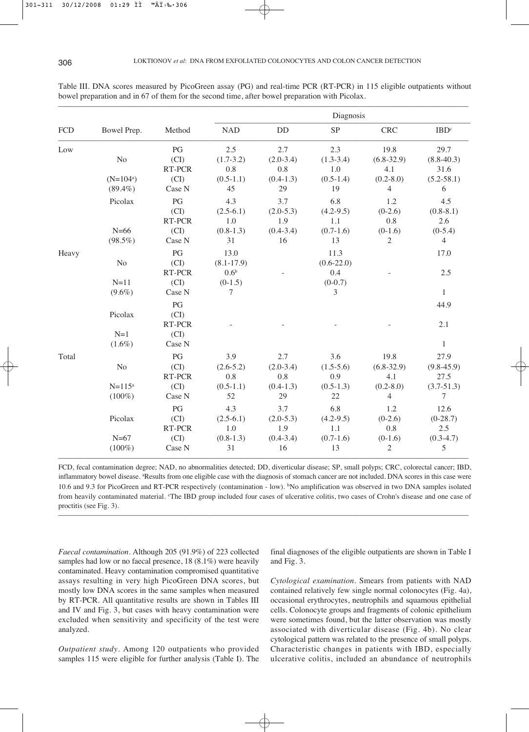Table III. DNA scores measured by PicoGreen assay (PG) and real-time PCR (RT-PCR) in 115 eligible outpatients without bowel preparation and in 67 of them for the second time, after bowel preparation with Picolax.

| FCD | Bowel Prep. | Method | Diagnosis | | | | |
|---|---|---|---|---|---|---|---|
| | | | NAD | DD | SP | CRC | IBD[c] |
| Low | | PG | 2.5 | 2.7 | 2.3 | 19.8 | 29.7 |
| | No | (CI) | (1.7-3.2) | (2.0-3.4) | (1.3-3.4) | (6.8-32.9) | (8.8-40.3) |
| | | RT-PCR | 0.8 | 0.8 | 1.0 | 4.1 | 31.6 |
| | (N=104[a]) | (CI) | (0.5-1.1) | (0.4-1.3) | (0.5-1.4) | (0.2-8.0) | (5.2-58.1) |
| | (89.4%) | Case N | 45 | 29 | 19 | 4 | 6 |
| | Picolax | PG | 4.3 | 3.7 | 6.8 | 1.2 | 4.5 |
| | | (CI) | (2.5-6.1) | (2.0-5.3) | (4.2-9.5) | (0-2.6) | (0.8-8.1) |
| | | RT-PCR | 1.0 | 1.9 | 1.1 | 0.8 | 2.6 |
| | N=66 | (CI) | (0.8-1.3) | (0.4-3.4) | (0.7-1.6) | (0-1.6) | (0-5.4) |
| | (98.5%) | Case N | 31 | 16 | 13 | 2 | 4 |
| Heavy | | PG | 13.0 | | 11.3 | | 17.0 |
| | No | (CI) | (8.1-17.9) | | (0.6-22.0) | | |
| | | RT-PCR | 0.6[b] | - | 0.4 | - | 2.5 |
| | N=11 | (CI) | (0-1.5) | | (0-0.7) | | |
| | (9.6%) | Case N | 7 | | 3 | | 1 |
| | | PG | | | | | 44.9 |
| | Picolax | (CI) | | | | | |
| | | RT-PCR | - | - | - | - | 2.1 |
| | N=1 | (CI) | | | | | |
| | (1.6%) | Case N | | | | | 1 |
| Total | | PG | 3.9 | 2.7 | 3.6 | 19.8 | 27.9 |
| | No | (CI) | (2.6-5.2) | (2.0-3.4) | (1.5-5.6) | (6.8-32.9) | (9.8-45.9) |
| | | RT-PCR | 0.8 | 0.8 | 0.9 | 4.1 | 27.5 |
| | N=115[a] | (CI) | (0.5-1.1) | (0.4-1.3) | (0.5-1.3) | (0.2-8.0) | (3.7-51.3) |
| | (100%) | Case N | 52 | 29 | 22 | 4 | 7 |
| | | PG | 4.3 | 3.7 | 6.8 | 1.2 | 12.6 |
| | Picolax | (CI) | (2.5-6.1) | (2.0-5.3) | (4.2-9.5) | (0-2.6) | (0-28.7) |
| | | RT-PCR | 1.0 | 1.9 | 1.1 | 0.8 | 2.5 |
| | N=67 | (CI) | (0.8-1.3) | (0.4-3.4) | (0.7-1.6) | (0-1.6) | (0.3-4.7) |
| | (100%) | Case N | 31 | 16 | 13 | 2 | 5 |

FCD, fecal contamination degree; NAD, no abnormalities detected; DD, diverticular disease; SP, small polyps; CRC, colorectal cancer; IBD, inflammatory bowel disease. [a]Results from one eligible case with the diagnosis of stomach cancer are not included. DNA scores in this case were 10.6 and 9.3 for PicoGreen and RT-PCR respectively (contamination - low). [b]No amplification was observed in two DNA samples isolated from heavily contaminated material. [c]The IBD group included four cases of ulcerative colitis, two cases of Crohn's disease and one case of proctitis (see Fig. 3).

*Faecal contamination*. Although 205 (91.9%) of 223 collected samples had low or no faecal presence, 18 (8.1%) were heavily contaminated. Heavy contamination compromised quantitative assays resulting in very high PicoGreen DNA scores, but mostly low DNA scores in the same samples when measured by RT-PCR. All quantitative results are shown in Tables III and IV and Fig. 3, but cases with heavy contamination were excluded when sensitivity and specificity of the test were analyzed.

*Outpatient study*. Among 120 outpatients who provided samples 115 were eligible for further analysis (Table I). The final diagnoses of the eligible outpatients are shown in Table I and Fig. 3.

*Cytological examination*. Smears from patients with NAD contained relatively few single normal colonocytes (Fig. 4a), occasional erythrocytes, neutrophils and squamous epithelial cells. Colonocyte groups and fragments of colonic epithelium were sometimes found, but the latter observation was mostly associated with diverticular disease (Fig. 4b). No clear cytological pattern was related to the presence of small polyps. Characteristic changes in patients with IBD, especially ulcerative colitis, included an abundance of neutrophils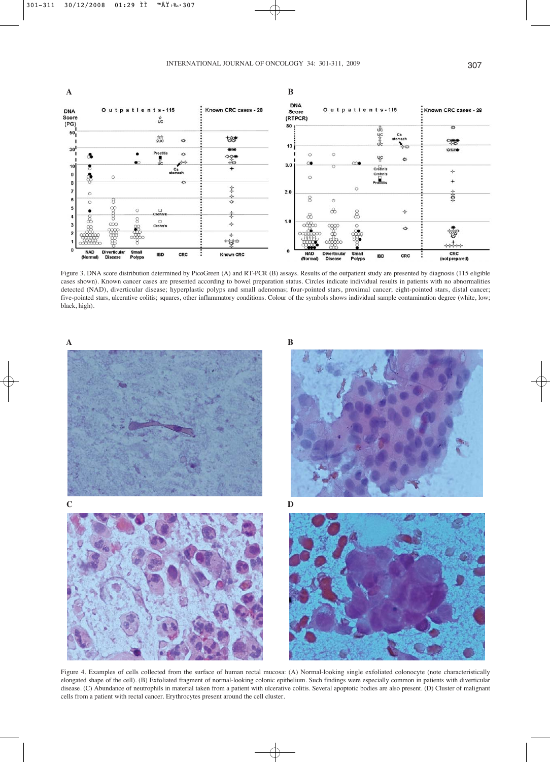Figure 3. DNA score distribution determined by PicoGreen (A) and RT-PCR (B) assays. Results of the outpatient study are presented by diagnosis (115 eligible cases shown). Known cancer cases are presented according to bowel preparation status. Circles indicate individual results in patients with no abnormalities detected (NAD), diverticular disease; hyperplastic polyps and small adenomas; four-pointed stars, proximal cancer; eight-pointed stars, distal cancer; five-pointed stars, ulcerative colitis; squares, other inflammatory conditions. Colour of the symbols shows individual sample contamination degree (white, low; black, high).

Figure 4. Examples of cells collected from the surface of human rectal mucosa: (A) Normal-looking single exfoliated colonocyte (note characteristically elongated shape of the cell). (B) Exfoliated fragment of normal-looking colonic epithelium. Such findings were especially common in patients with diverticular disease. (C) Abundance of neutrophils in material taken from a patient with ulcerative colitis. Several apoptotic bodies are also present. (D) Cluster of malignant cells from a patient with rectal cancer. Erythrocytes present around the cell cluster.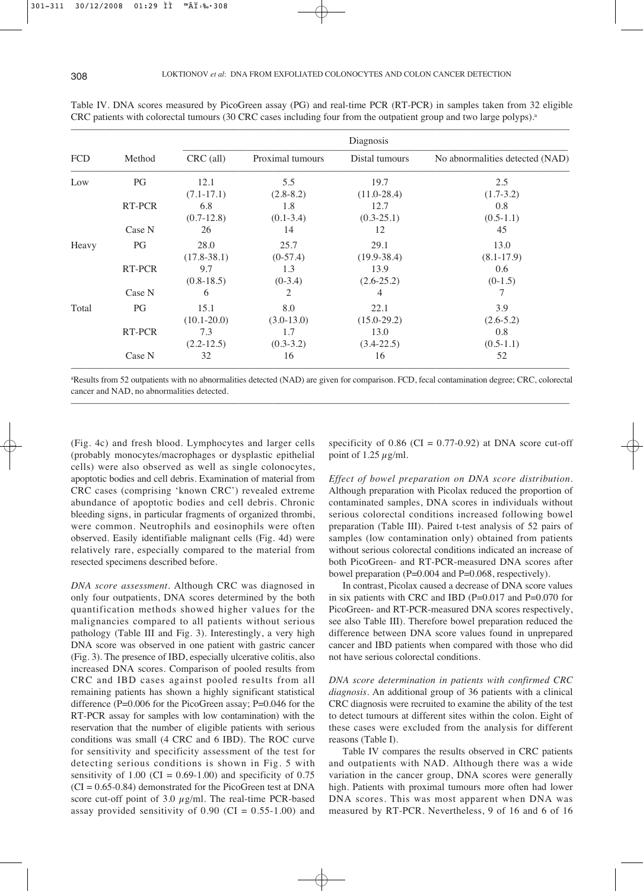Table IV. DNA scores measured by PicoGreen assay (PG) and real-time PCR (RT-PCR) in samples taken from 32 eligible CRC patients with colorectal tumours (30 CRC cases including four from the outpatient group and two large polyps).[a]

| FCD | Method | Diagnosis | | | |
|---|---|---|---|---|---|
| | | CRC (all) | Proximal tumours | Distal tumours | No abnormalities detected (NAD) |
| Low | PG | 12.1 (7.1-17.1) | 5.5 (2.8-8.2) | 19.7 (11.0-28.4) | 2.5 (1.7-3.2) |
| | RT-PCR | 6.8 (0.7-12.8) | 1.8 (0.1-3.4) | 12.7 (0.3-25.1) | 0.8 (0.5-1.1) |
| | Case N | 26 | 14 | 12 | 45 |
| Heavy | PG | 28.0 (17.8-38.1) | 25.7 (0-57.4) | 29.1 (19.9-38.4) | 13.0 (8.1-17.9) |
| | RT-PCR | 9.7 (0.8-18.5) | 1.3 (0-3.4) | 13.9 (2.6-25.2) | 0.6 (0-1.5) |
| | Case N | 6 | 2 | 4 | 7 |
| Total | PG | 15.1 (10.1-20.0) | 8.0 (3.0-13.0) | 22.1 (15.0-29.2) | 3.9 (2.6-5.2) |
| | RT-PCR | 7.3 (2.2-12.5) | 1.7 (0.3-3.2) | 13.0 (3.4-22.5) | 0.8 (0.5-1.1) |
| | Case N | 32 | 16 | 16 | 52 |

[a]Results from 52 outpatients with no abnormalities detected (NAD) are given for comparison. FCD, fecal contamination degree; CRC, colorectal cancer and NAD, no abnormalities detected.

(Fig. 4c) and fresh blood. Lymphocytes and larger cells (probably monocytes/macrophages or dysplastic epithelial cells) were also observed as well as single colonocytes, apoptotic bodies and cell debris. Examination of material from CRC cases (comprising 'known CRC') revealed extreme abundance of apoptotic bodies and cell debris. Chronic bleeding signs, in particular fragments of organized thrombi, were common. Neutrophils and eosinophils were often observed. Easily identifiable malignant cells (Fig. 4d) were relatively rare, especially compared to the material from resected specimens described before.

*DNA score assessment*. Although CRC was diagnosed in only four outpatients, DNA scores determined by the both quantification methods showed higher values for the malignancies compared to all patients without serious pathology (Table III and Fig. 3). Interestingly, a very high DNA score was observed in one patient with gastric cancer (Fig. 3). The presence of IBD, especially ulcerative colitis, also increased DNA scores. Comparison of pooled results from CRC and IBD cases against pooled results from all remaining patients has shown a highly significant statistical difference (P=0.006 for the PicoGreen assay; P=0.046 for the RT-PCR assay for samples with low contamination) with the reservation that the number of eligible patients with serious conditions was small (4 CRC and 6 IBD). The ROC curve for sensitivity and specificity assessment of the test for detecting serious conditions is shown in Fig. 5 with sensitivity of 1.00 (CI = 0.69-1.00) and specificity of 0.75 (CI = 0.65-0.84) demonstrated for the PicoGreen test at DNA score cut-off point of 3.0 $\mu$g/ml. The real-time PCR-based assay provided sensitivity of 0.90 (CI = 0.55-1.00) and specificity of 0.86 (CI = 0.77-0.92) at DNA score cut-off point of 1.25 $\mu$g/ml.

*Effect of bowel preparation on DNA score distribution*. Although preparation with Picolax reduced the proportion of contaminated samples, DNA scores in individuals without serious colorectal conditions increased following bowel preparation (Table III). Paired t-test analysis of 52 pairs of samples (low contamination only) obtained from patients without serious colorectal conditions indicated an increase of both PicoGreen- and RT-PCR-measured DNA scores after bowel preparation (P=0.004 and P=0.068, respectively).

In contrast, Picolax caused a decrease of DNA score values in six patients with CRC and IBD (P=0.017 and P=0.070 for PicoGreen- and RT-PCR-measured DNA scores respectively, see also Table III). Therefore bowel preparation reduced the difference between DNA score values found in unprepared cancer and IBD patients when compared with those who did not have serious colorectal conditions.

*DNA score determination in patients with confirmed CRC diagnosis*. An additional group of 36 patients with a clinical CRC diagnosis were recruited to examine the ability of the test to detect tumours at different sites within the colon. Eight of these cases were excluded from the analysis for different reasons (Table I).

Table IV compares the results observed in CRC patients and outpatients with NAD. Although there was a wide variation in the cancer group, DNA scores were generally high. Patients with proximal tumours more often had lower DNA scores. This was most apparent when DNA was measured by RT-PCR. Nevertheless, 9 of 16 and 6 of 16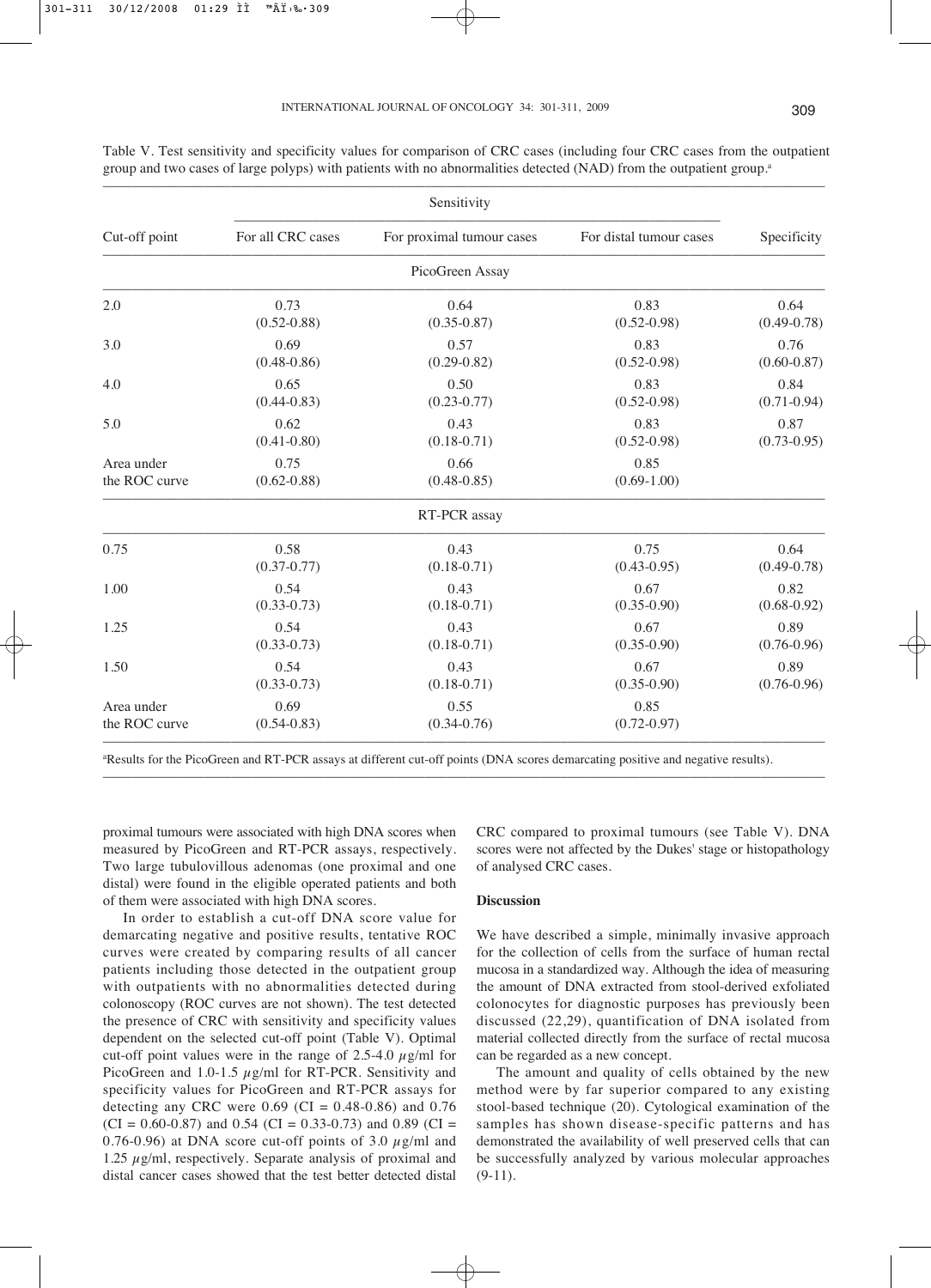Table V. Test sensitivity and specificity values for comparison of CRC cases (including four CRC cases from the outpatient group and two cases of large polyps) with patients with no abnormalities detected (NAD) from the outpatient group.[a]

| Cut-off point | Sensitivity | | | Specificity |
|---|---|---|---|---|
| | For all CRC cases | For proximal tumour cases | For distal tumour cases | |
| **PicoGreen Assay** | | | | |
| 2.0 | 0.73 (0.52-0.88) | 0.64 (0.35-0.87) | 0.83 (0.52-0.98) | 0.64 (0.49-0.78) |
| 3.0 | 0.69 (0.48-0.86) | 0.57 (0.29-0.82) | 0.83 (0.52-0.98) | 0.76 (0.60-0.87) |
| 4.0 | 0.65 (0.44-0.83) | 0.50 (0.23-0.77) | 0.83 (0.52-0.98) | 0.84 (0.71-0.94) |
| 5.0 | 0.62 (0.41-0.80) | 0.43 (0.18-0.71) | 0.83 (0.52-0.98) | 0.87 (0.73-0.95) |
| Area under the ROC curve | 0.75 (0.62-0.88) | 0.66 (0.48-0.85) | 0.85 (0.69-1.00) | |
| **RT-PCR assay** | | | | |
| 0.75 | 0.58 (0.37-0.77) | 0.43 (0.18-0.71) | 0.75 (0.43-0.95) | 0.64 (0.49-0.78) |
| 1.00 | 0.54 (0.33-0.73) | 0.43 (0.18-0.71) | 0.67 (0.35-0.90) | 0.82 (0.68-0.92) |
| 1.25 | 0.54 (0.33-0.73) | 0.43 (0.18-0.71) | 0.67 (0.35-0.90) | 0.89 (0.76-0.96) |
| 1.50 | 0.54 (0.33-0.73) | 0.43 (0.18-0.71) | 0.67 (0.35-0.90) | 0.89 (0.76-0.96) |
| Area under the ROC curve | 0.69 (0.54-0.83) | 0.55 (0.34-0.76) | 0.85 (0.72-0.97) | |

[a]Results for the PicoGreen and RT-PCR assays at different cut-off points (DNA scores demarcating positive and negative results).

proximal tumours were associated with high DNA scores when measured by PicoGreen and RT-PCR assays, respectively. Two large tubulovillous adenomas (one proximal and one distal) were found in the eligible operated patients and both of them were associated with high DNA scores.

In order to establish a cut-off DNA score value for demarcating negative and positive results, tentative ROC curves were created by comparing results of all cancer patients including those detected in the outpatient group with outpatients with no abnormalities detected during colonoscopy (ROC curves are not shown). The test detected the presence of CRC with sensitivity and specificity values dependent on the selected cut-off point (Table V). Optimal cut-off point values were in the range of 2.5-4.0 $\mu$g/ml for PicoGreen and 1.0-1.5 $\mu$g/ml for RT-PCR. Sensitivity and specificity values for PicoGreen and RT-PCR assays for detecting any CRC were 0.69 (CI = 0.48-0.86) and 0.76 (CI = 0.60-0.87) and 0.54 (CI = 0.33-0.73) and 0.89 (CI = 0.76-0.96) at DNA score cut-off points of 3.0 $\mu$g/ml and 1.25 $\mu$g/ml, respectively. Separate analysis of proximal and distal cancer cases showed that the test better detected distal CRC compared to proximal tumours (see Table V). DNA scores were not affected by the Dukes' stage or histopathology of analysed CRC cases.

## Discussion

We have described a simple, minimally invasive approach for the collection of cells from the surface of human rectal mucosa in a standardized way. Although the idea of measuring the amount of DNA extracted from stool-derived exfoliated colonocytes for diagnostic purposes has previously been discussed (22,29), quantification of DNA isolated from material collected directly from the surface of rectal mucosa can be regarded as a new concept.

The amount and quality of cells obtained by the new method were by far superior compared to any existing stool-based technique (20). Cytological examination of the samples has shown disease-specific patterns and has demonstrated the availability of well preserved cells that can be successfully analyzed by various molecular approaches (9-11).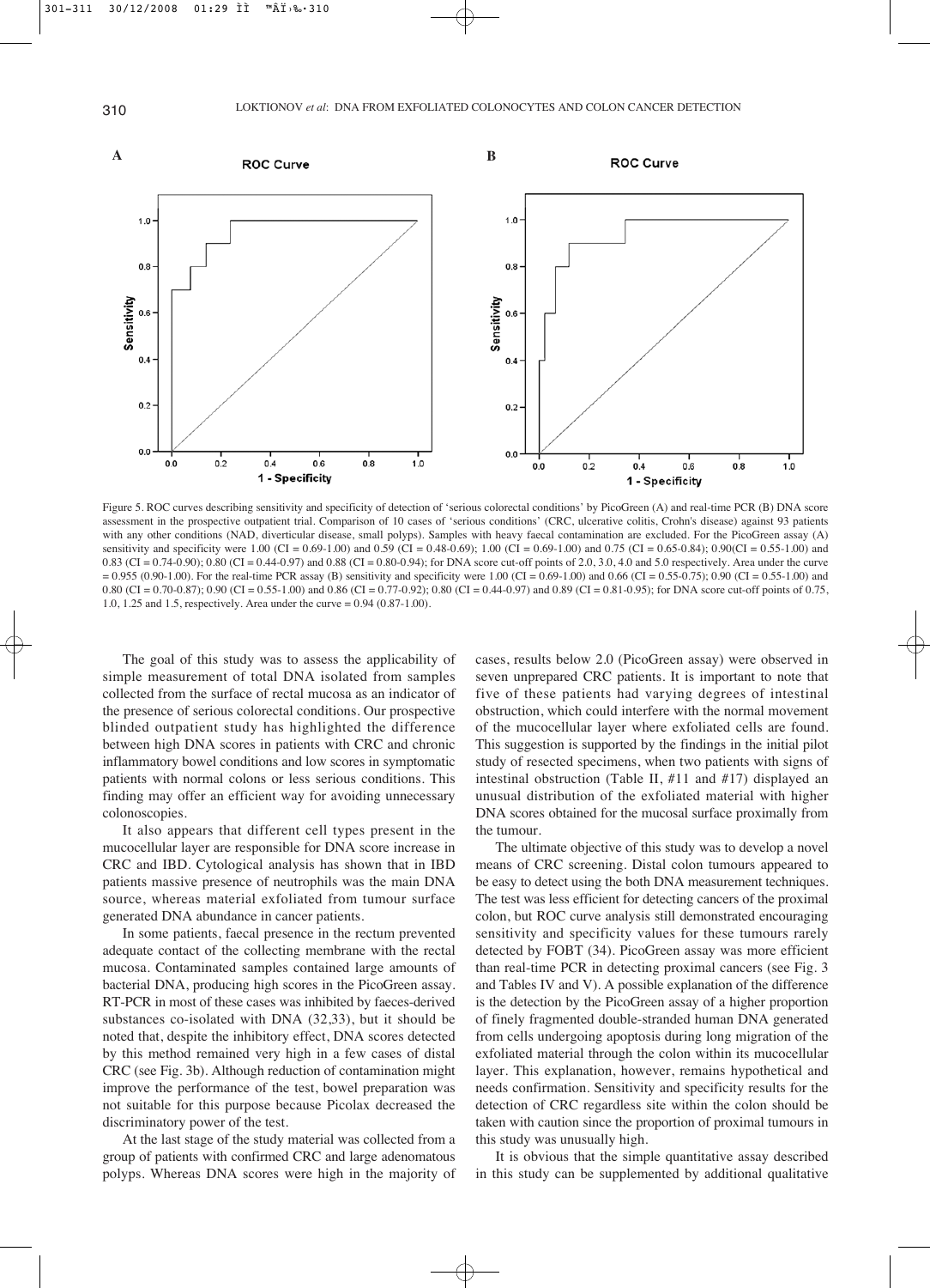Figure 5. ROC curves describing sensitivity and specificity of detection of 'serious colorectal conditions' by PicoGreen (A) and real-time PCR (B) DNA score assessment in the prospective outpatient trial. Comparison of 10 cases of 'serious conditions' (CRC, ulcerative colitis, Crohn's disease) against 93 patients with any other conditions (NAD, diverticular disease, small polyps). Samples with heavy faecal contamination are excluded. For the PicoGreen assay (A) sensitivity and specificity were 1.00 (CI = 0.69-1.00) and 0.59 (CI = 0.48-0.69); 1.00 (CI = 0.69-1.00) and 0.75 (CI = 0.65-0.84); 0.90(CI = 0.55-1.00) and 0.83 (CI = 0.74-0.90); 0.80 (CI = 0.44-0.97) and 0.88 (CI = 0.80-0.94); for DNA score cut-off points of 2.0, 3.0, 4.0 and 5.0 respectively. Area under the curve = 0.955 (0.90-1.00). For the real-time PCR assay (B) sensitivity and specificity were 1.00 (CI = 0.69-1.00) and 0.66 (CI = 0.55-0.75); 0.90 (CI = 0.55-1.00) and 0.80 (CI = 0.70-0.87); 0.90 (CI = 0.55-1.00) and 0.86 (CI = 0.77-0.92); 0.80 (CI = 0.44-0.97) and 0.89 (CI = 0.81-0.95); for DNA score cut-off points of 0.75, 1.0, 1.25 and 1.5, respectively. Area under the curve = 0.94 (0.87-1.00).

The goal of this study was to assess the applicability of simple measurement of total DNA isolated from samples collected from the surface of rectal mucosa as an indicator of the presence of serious colorectal conditions. Our prospective blinded outpatient study has highlighted the difference between high DNA scores in patients with CRC and chronic inflammatory bowel conditions and low scores in symptomatic patients with normal colons or less serious conditions. This finding may offer an efficient way for avoiding unnecessary colonoscopies.

It also appears that different cell types present in the mucocellular layer are responsible for DNA score increase in CRC and IBD. Cytological analysis has shown that in IBD patients massive presence of neutrophils was the main DNA source, whereas material exfoliated from tumour surface generated DNA abundance in cancer patients.

In some patients, faecal presence in the rectum prevented adequate contact of the collecting membrane with the rectal mucosa. Contaminated samples contained large amounts of bacterial DNA, producing high scores in the PicoGreen assay. RT-PCR in most of these cases was inhibited by faeces-derived substances co-isolated with DNA (32,33), but it should be noted that, despite the inhibitory effect, DNA scores detected by this method remained very high in a few cases of distal CRC (see Fig. 3b). Although reduction of contamination might improve the performance of the test, bowel preparation was not suitable for this purpose because Picolax decreased the discriminatory power of the test.

At the last stage of the study material was collected from a group of patients with confirmed CRC and large adenomatous polyps. Whereas DNA scores were high in the majority of cases, results below 2.0 (PicoGreen assay) were observed in seven unprepared CRC patients. It is important to note that five of these patients had varying degrees of intestinal obstruction, which could interfere with the normal movement of the mucocellular layer where exfoliated cells are found. This suggestion is supported by the findings in the initial pilot study of resected specimens, when two patients with signs of intestinal obstruction (Table II, #11 and #17) displayed an unusual distribution of the exfoliated material with higher DNA scores obtained for the mucosal surface proximally from the tumour.

The ultimate objective of this study was to develop a novel means of CRC screening. Distal colon tumours appeared to be easy to detect using the both DNA measurement techniques. The test was less efficient for detecting cancers of the proximal colon, but ROC curve analysis still demonstrated encouraging sensitivity and specificity values for these tumours rarely detected by FOBT (34). PicoGreen assay was more efficient than real-time PCR in detecting proximal cancers (see Fig. 3 and Tables IV and V). A possible explanation of the difference is the detection by the PicoGreen assay of a higher proportion of finely fragmented double-stranded human DNA generated from cells undergoing apoptosis during long migration of the exfoliated material through the colon within its mucocellular layer. This explanation, however, remains hypothetical and needs confirmation. Sensitivity and specificity results for the detection of CRC regardless site within the colon should be taken with caution since the proportion of proximal tumours in this study was unusually high.

It is obvious that the simple quantitative assay described in this study can be supplemented by additional qualitative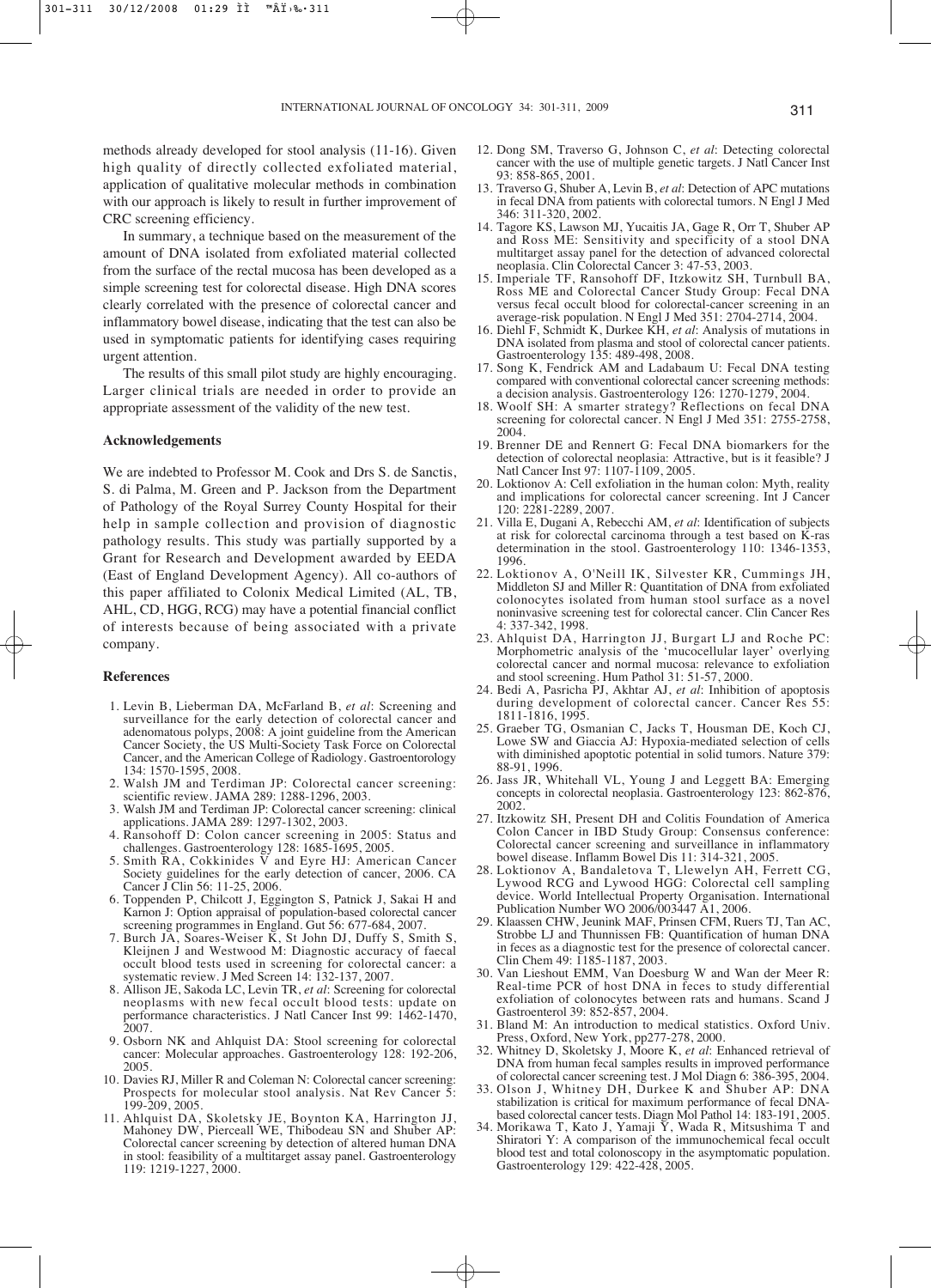methods already developed for stool analysis (11-16). Given high quality of directly collected exfoliated material, application of qualitative molecular methods in combination with our approach is likely to result in further improvement of CRC screening efficiency.

In summary, a technique based on the measurement of the amount of DNA isolated from exfoliated material collected from the surface of the rectal mucosa has been developed as a simple screening test for colorectal disease. High DNA scores clearly correlated with the presence of colorectal cancer and inflammatory bowel disease, indicating that the test can also be used in symptomatic patients for identifying cases requiring urgent attention.

The results of this small pilot study are highly encouraging. Larger clinical trials are needed in order to provide an appropriate assessment of the validity of the new test.

## Acknowledgements

We are indebted to Professor M. Cook and Drs S. de Sanctis, S. di Palma, M. Green and P. Jackson from the Department of Pathology of the Royal Surrey County Hospital for their help in sample collection and provision of diagnostic pathology results. This study was partially supported by a Grant for Research and Development awarded by EEDA (East of England Development Agency). All co-authors of this paper affiliated to Colonix Medical Limited (AL, TB, AHL, CD, HGG, RCG) may have a potential financial conflict of interests because of being associated with a private company.

## References

1. Levin B, Lieberman DA, McFarland B, *et al*: Screening and surveillance for the early detection of colorectal cancer and adenomatous polyps, 2008: A joint guideline from the American Cancer Society, the US Multi-Society Task Force on Colorectal Cancer, and the American College of Radiology. Gastroentorology 134: 1570-1595, 2008.
2. Walsh JM and Terdiman JP: Colorectal cancer screening: scientific review. JAMA 289: 1288-1296, 2003.
3. Walsh JM and Terdiman JP: Colorectal cancer screening: clinical applications. JAMA 289: 1297-1302, 2003.
4. Ransohoff D: Colon cancer screening in 2005: Status and challenges. Gastroenterology 128: 1685-1695, 2005.
5. Smith RA, Cokkinides V and Eyre HJ: American Cancer Society guidelines for the early detection of cancer, 2006. CA Cancer J Clin 56: 11-25, 2006.
6. Toppenden P, Chilcott J, Eggington S, Patnick J, Sakai H and Karnon J: Option appraisal of population-based colorectal cancer screening programmes in England. Gut 56: 677-684, 2007.
7. Burch JA, Soares-Weiser K, St John DJ, Duffy S, Smith S, Kleijnen J and Westwood M: Diagnostic accuracy of faecal occult blood tests used in screening for colorectal cancer: a systematic review. J Med Screen 14: 132-137, 2007.
8. Allison JE, Sakoda LC, Levin TR, *et al*: Screening for colorectal neoplasms with new fecal occult blood tests: update on performance characteristics. J Natl Cancer Inst 99: 1462-1470, 2007.
9. Osborn NK and Ahlquist DA: Stool screening for colorectal cancer: Molecular approaches. Gastroenterology 128: 192-206, 2005.
10. Davies RJ, Miller R and Coleman N: Colorectal cancer screening: Prospects for molecular stool analysis. Nat Rev Cancer 5: 199-209, 2005.
11. Ahlquist DA, Skoletsky JE, Boynton KA, Harrington JJ, Mahoney DW, Pierceall WE, Thibodeau SN and Shuber AP: Colorectal cancer screening by detection of altered human DNA in stool: feasibility of a multitarget assay panel. Gastroenterology 119: 1219-1227, 2000.
12. Dong SM, Traverso G, Johnson C, *et al*: Detecting colorectal cancer with the use of multiple genetic targets. J Natl Cancer Inst 93: 858-865, 2001.
13. Traverso G, Shuber A, Levin B, *et al*: Detection of APC mutations in fecal DNA from patients with colorectal tumors. N Engl J Med 346: 311-320, 2002.
14. Tagore KS, Lawson MJ, Yucaitis JA, Gage R, Orr T, Shuber AP and Ross ME: Sensitivity and specificity of a stool DNA multitarget assay panel for the detection of advanced colorectal neoplasia. Clin Colorectal Cancer 3: 47-53, 2003.
15. Imperiale TF, Ransohoff DF, Itzkowitz SH, Turnbull BA, Ross ME and Colorectal Cancer Study Group: Fecal DNA versus fecal occult blood for colorectal-cancer screening in an average-risk population. N Engl J Med 351: 2704-2714, 2004.
16. Diehl F, Schmidt K, Durkee KH, *et al*: Analysis of mutations in DNA isolated from plasma and stool of colorectal cancer patients. Gastroenterology 135: 489-498, 2008.
17. Song K, Fendrick AM and Ladabaum U: Fecal DNA testing compared with conventional colorectal cancer screening methods: a decision analysis. Gastroenterology 126: 1270-1279, 2004.
18. Woolf SH: A smarter strategy? Reflections on fecal DNA screening for colorectal cancer. N Engl J Med 351: 2755-2758, 2004.
19. Brenner DE and Rennert G: Fecal DNA biomarkers for the detection of colorectal neoplasia: Attractive, but is it feasible? J Natl Cancer Inst 97: 1107-1109, 2005.
20. Loktionov A: Cell exfoliation in the human colon: Myth, reality and implications for colorectal cancer screening. Int J Cancer 120: 2281-2289, 2007.
21. Villa E, Dugani A, Rebecchi AM, *et al*: Identification of subjects at risk for colorectal carcinoma through a test based on K-ras determination in the stool. Gastroenterology 110: 1346-1353, 1996.
22. Loktionov A, O'Neill IK, Silvester KR, Cummings JH, Middleton SJ and Miller R: Quantitation of DNA from exfoliated colonocytes isolated from human stool surface as a novel noninvasive screening test for colorectal cancer. Clin Cancer Res 4: 337-342, 1998.
23. Ahlquist DA, Harrington JJ, Burgart LJ and Roche PC: Morphometric analysis of the 'mucocellular layer' overlying colorectal cancer and normal mucosa: relevance to exfoliation and stool screening. Hum Pathol 31: 51-57, 2000.
24. Bedi A, Pasricha PJ, Akhtar AJ, *et al*: Inhibition of apoptosis during development of colorectal cancer. Cancer Res 55: 1811-1816, 1995.
25. Graeber TG, Osmanian C, Jacks T, Housman DE, Koch CJ, Lowe SW and Giaccia AJ: Hypoxia-mediated selection of cells with diminished apoptotic potential in solid tumors. Nature 379: 88-91, 1996.
26. Jass JR, Whitehall VL, Young J and Leggett BA: Emerging concepts in colorectal neoplasia. Gastroenterology 123: 862-876, 2002.
27. Itzkowitz SH, Present DH and Colitis Foundation of America Colon Cancer in IBD Study Group: Consensus conference: Colorectal cancer screening and surveillance in inflammatory bowel disease. Inflamm Bowel Dis 11: 314-321, 2005.
28. Loktionov A, Bandaletova T, Llewelyn AH, Ferrett CG, Lywood RCG and Lywood HGG: Colorectal cell sampling device. World Intellectual Property Organisation. International Publication Number WO 2006/003447 A1, 2006.
29. Klaassen CHW, Jeunink MAF, Prinsen CFM, Ruers TJ, Tan AC, Strobbe LJ and Thunnissen FB: Quantification of human DNA in feces as a diagnostic test for the presence of colorectal cancer. Clin Chem 49: 1185-1187, 2003.
30. Van Lieshout EMM, Van Doesburg W and Wan der Meer R: Real-time PCR of host DNA in feces to study differential exfoliation of colonocytes between rats and humans. Scand J Gastroenterol 39: 852-857, 2004.
31. Bland M: An introduction to medical statistics. Oxford Univ. Press, Oxford, New York, pp277-278, 2000.
32. Whitney D, Skoletsky J, Moore K, *et al*: Enhanced retrieval of DNA from human fecal samples results in improved performance of colorectal cancer screening test. J Mol Diagn 6: 386-395, 2004.
33. Olson J, Whitney DH, Durkee K and Shuber AP: DNA stabilization is critical for maximum performance of fecal DNA-based colorectal cancer tests. Diagn Mol Pathol 14: 183-191, 2005.
34. Morikawa T, Kato J, Yamaji Y, Wada R, Mitsushima T and Shiratori Y: A comparison of the immunochemical fecal occult blood test and total colonoscopy in the asymptomatic population. Gastroenterology 129: 422-428, 2005.